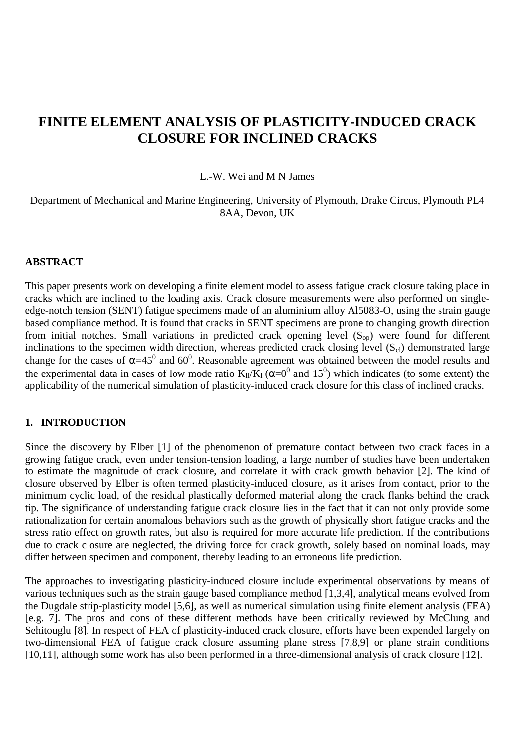# FINITE ELEMENT ANALYSIS OF PLASTICITY-INDUCED CRACK CLOSURE FOR INCLINED CRACKS

L.-W. Wei and M N James

Department of Mechanical and Marine Engineering, University of Plymouth, Drake Circus, Plymouth PL4 8AA, Devon, UK

## ABSTRACT

This paper presents work on developing a finite element model to assess fatigue crack closure taking place in cracks which are inclined to the loading axis. Crack closure measurements were also performed on single-edge-notch tension (SENT) fatigue specimens made of an aluminium alloy Al5083-O, using the strain gauge based compliance method. It is found that cracks in SENT specimens are prone to changing growth direction from initial notches. Small variations in predicted crack opening level ($S_{op}$) were found for different inclinations to the specimen width direction, whereas predicted crack closing level ($S_{cl}$) demonstrated large change for the cases of $\alpha=45^0$ and $60^0$. Reasonable agreement was obtained between the model results and the experimental data in cases of low mode ratio $K_{II}/K_I$ ($\alpha=0^0$ and $15^0$) which indicates (to some extent) the applicability of the numerical simulation of plasticity-induced crack closure for this class of inclined cracks.

## 1. INTRODUCTION

Since the discovery by Elber [1] of the phenomenon of premature contact between two crack faces in a growing fatigue crack, even under tension-tension loading, a large number of studies have been undertaken to estimate the magnitude of crack closure, and correlate it with crack growth behavior [2]. The kind of closure observed by Elber is often termed plasticity-induced closure, as it arises from contact, prior to the minimum cyclic load, of the residual plastically deformed material along the crack flanks behind the crack tip. The significance of understanding fatigue crack closure lies in the fact that it can not only provide some rationalization for certain anomalous behaviors such as the growth of physically short fatigue cracks and the stress ratio effect on growth rates, but also is required for more accurate life prediction. If the contributions due to crack closure are neglected, the driving force for crack growth, solely based on nominal loads, may differ between specimen and component, thereby leading to an erroneous life prediction.

The approaches to investigating plasticity-induced closure include experimental observations by means of various techniques such as the strain gauge based compliance method [1,3,4], analytical means evolved from the Dugdale strip-plasticity model [5,6], as well as numerical simulation using finite element analysis (FEA) [e.g. 7]. The pros and cons of these different methods have been critically reviewed by McClung and Sehitouglu [8]. In respect of FEA of plasticity-induced crack closure, efforts have been expended largely on two-dimensional FEA of fatigue crack closure assuming plane stress [7,8,9] or plane strain conditions [10,11], although some work has also been performed in a three-dimensional analysis of crack closure [12].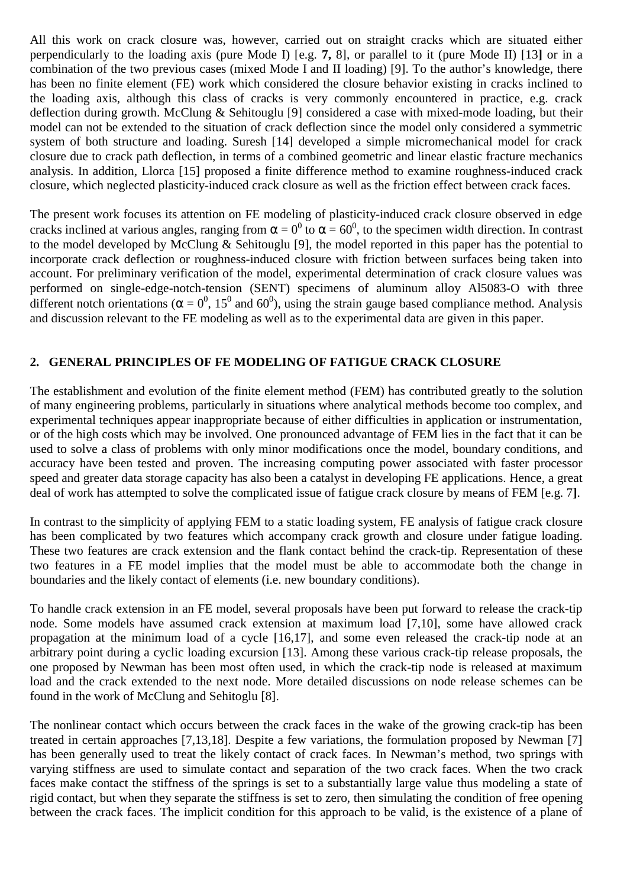All this work on crack closure was, however, carried out on straight cracks which are situated either perpendicularly to the loading axis (pure Mode I) [e.g. **7,** 8], or parallel to it (pure Mode II) [13**]** or in a combination of the two previous cases (mixed Mode I and II loading) [9]. To the author's knowledge, there has been no finite element (FE) work which considered the closure behavior existing in cracks inclined to the loading axis, although this class of cracks is very commonly encountered in practice, e.g. crack deflection during growth. McClung & Sehitouglu [9] considered a case with mixed-mode loading, but their model can not be extended to the situation of crack deflection since the model only considered a symmetric system of both structure and loading. Suresh [14] developed a simple micromechanical model for crack closure due to crack path deflection, in terms of a combined geometric and linear elastic fracture mechanics analysis. In addition, Llorca [15] proposed a finite difference method to examine roughness-induced crack closure, which neglected plasticity-induced crack closure as well as the friction effect between crack faces.

The present work focuses its attention on FE modeling of plasticity-induced crack closure observed in edge cracks inclined at various angles, ranging from $\alpha = 0^0$ to $\alpha = 60^0$, to the specimen width direction. In contrast to the model developed by McClung & Sehitouglu [9], the model reported in this paper has the potential to incorporate crack deflection or roughness-induced closure with friction between surfaces being taken into account. For preliminary verification of the model, experimental determination of crack closure values was performed on single-edge-notch-tension (SENT) specimens of aluminum alloy Al5083-O with three different notch orientations ($\alpha = 0^0$, $15^0$ and $60^0$), using the strain gauge based compliance method. Analysis and discussion relevant to the FE modeling as well as to the experimental data are given in this paper.

## 2. GENERAL PRINCIPLES OF FE MODELING OF FATIGUE CRACK CLOSURE

The establishment and evolution of the finite element method (FEM) has contributed greatly to the solution of many engineering problems, particularly in situations where analytical methods become too complex, and experimental techniques appear inappropriate because of either difficulties in application or instrumentation, or of the high costs which may be involved. One pronounced advantage of FEM lies in the fact that it can be used to solve a class of problems with only minor modifications once the model, boundary conditions, and accuracy have been tested and proven. The increasing computing power associated with faster processor speed and greater data storage capacity has also been a catalyst in developing FE applications. Hence, a great deal of work has attempted to solve the complicated issue of fatigue crack closure by means of FEM [e.g. 7**]**.

In contrast to the simplicity of applying FEM to a static loading system, FE analysis of fatigue crack closure has been complicated by two features which accompany crack growth and closure under fatigue loading. These two features are crack extension and the flank contact behind the crack-tip. Representation of these two features in a FE model implies that the model must be able to accommodate both the change in boundaries and the likely contact of elements (i.e. new boundary conditions).

To handle crack extension in an FE model, several proposals have been put forward to release the crack-tip node. Some models have assumed crack extension at maximum load [7,10], some have allowed crack propagation at the minimum load of a cycle [16,17], and some even released the crack-tip node at an arbitrary point during a cyclic loading excursion [13]. Among these various crack-tip release proposals, the one proposed by Newman has been most often used, in which the crack-tip node is released at maximum load and the crack extended to the next node. More detailed discussions on node release schemes can be found in the work of McClung and Sehitoglu [8].

The nonlinear contact which occurs between the crack faces in the wake of the growing crack-tip has been treated in certain approaches [7,13,18]. Despite a few variations, the formulation proposed by Newman [7] has been generally used to treat the likely contact of crack faces. In Newman's method, two springs with varying stiffness are used to simulate contact and separation of the two crack faces. When the two crack faces make contact the stiffness of the springs is set to a substantially large value thus modeling a state of rigid contact, but when they separate the stiffness is set to zero, then simulating the condition of free opening between the crack faces. The implicit condition for this approach to be valid, is the existence of a plane of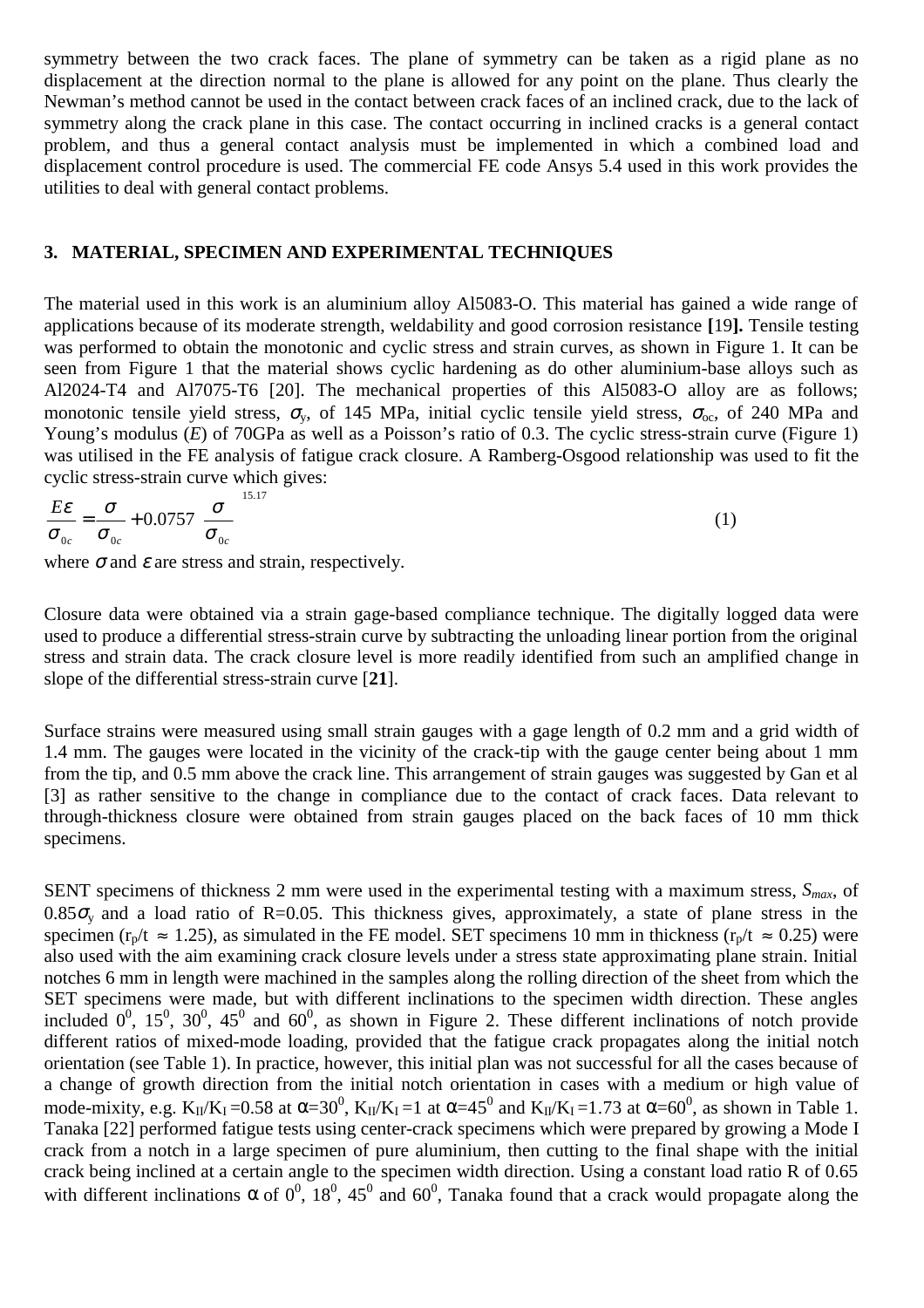symmetry between the two crack faces. The plane of symmetry can be taken as a rigid plane as no displacement at the direction normal to the plane is allowed for any point on the plane. Thus clearly the Newman's method cannot be used in the contact between crack faces of an inclined crack, due to the lack of symmetry along the crack plane in this case. The contact occurring in inclined cracks is a general contact problem, and thus a general contact analysis must be implemented in which a combined load and displacement control procedure is used. The commercial FE code Ansys 5.4 used in this work provides the utilities to deal with general contact problems.

## 3. MATERIAL, SPECIMEN AND EXPERIMENTAL TECHNIQUES

The material used in this work is an aluminium alloy Al5083-O. This material has gained a wide range of applications because of its moderate strength, weldability and good corrosion resistance **[**19**].** Tensile testing was performed to obtain the monotonic and cyclic stress and strain curves, as shown in Figure 1. It can be seen from Figure 1 that the material shows cyclic hardening as do other aluminium-base alloys such as Al2024-T4 and Al7075-T6 [20]. The mechanical properties of this Al5083-O alloy are as follows; monotonic tensile yield stress, $\sigma_y$, of 145 MPa, initial cyclic tensile yield stress, $\sigma_{0c}$, of 240 MPa and Young's modulus ($E$) of 70GPa as well as a Poisson's ratio of 0.3. The cyclic stress-strain curve (Figure 1) was utilised in the FE analysis of fatigue crack closure. A Ramberg-Osgood relationship was used to fit the cyclic stress-strain curve which gives:

$$\frac{E\varepsilon}{\sigma_{0c}} = \frac{\sigma}{\sigma_{0c}} + 0.0757\left(\frac{\sigma}{\sigma_{0c}}\right)^{15.17} \tag{1}$$

where $\sigma$ and $\varepsilon$ are stress and strain, respectively.

Closure data were obtained via a strain gage-based compliance technique. The digitally logged data were used to produce a differential stress-strain curve by subtracting the unloading linear portion from the original stress and strain data. The crack closure level is more readily identified from such an amplified change in slope of the differential stress-strain curve [**21**].

Surface strains were measured using small strain gauges with a gage length of 0.2 mm and a grid width of 1.4 mm. The gauges were located in the vicinity of the crack-tip with the gauge center being about 1 mm from the tip, and 0.5 mm above the crack line. This arrangement of strain gauges was suggested by Gan et al [3] as rather sensitive to the change in compliance due to the contact of crack faces. Data relevant to through-thickness closure were obtained from strain gauges placed on the back faces of 10 mm thick specimens.

SENT specimens of thickness 2 mm were used in the experimental testing with a maximum stress, $S_{max}$, of $0.85\sigma_y$ and a load ratio of R=0.05. This thickness gives, approximately, a state of plane stress in the specimen ($r_p/t \approx 1.25$), as simulated in the FE model. SET specimens 10 mm in thickness ($r_p/t \approx 0.25$) were also used with the aim examining crack closure levels under a stress state approximating plane strain. Initial notches 6 mm in length were machined in the samples along the rolling direction of the sheet from which the SET specimens were made, but with different inclinations to the specimen width direction. These angles included $0^0$, $15^0$, $30^0$, $45^0$ and $60^0$, as shown in Figure 2. These different inclinations of notch provide different ratios of mixed-mode loading, provided that the fatigue crack propagates along the initial notch orientation (see Table 1). In practice, however, this initial plan was not successful for all the cases because of a change of growth direction from the initial notch orientation in cases with a medium or high value of mode-mixity, e.g. $K_{II}/K_I = 0.58$ at $\alpha=30^0$, $K_{II}/K_I = 1$ at $\alpha=45^0$ and $K_{II}/K_I = 1.73$ at $\alpha=60^0$, as shown in Table 1. Tanaka [22] performed fatigue tests using center-crack specimens which were prepared by growing a Mode I crack from a notch in a large specimen of pure aluminium, then cutting to the final shape with the initial crack being inclined at a certain angle to the specimen width direction. Using a constant load ratio R of 0.65 with different inclinations $\alpha$ of $0^0$, $18^0$, $45^0$ and $60^0$, Tanaka found that a crack would propagate along the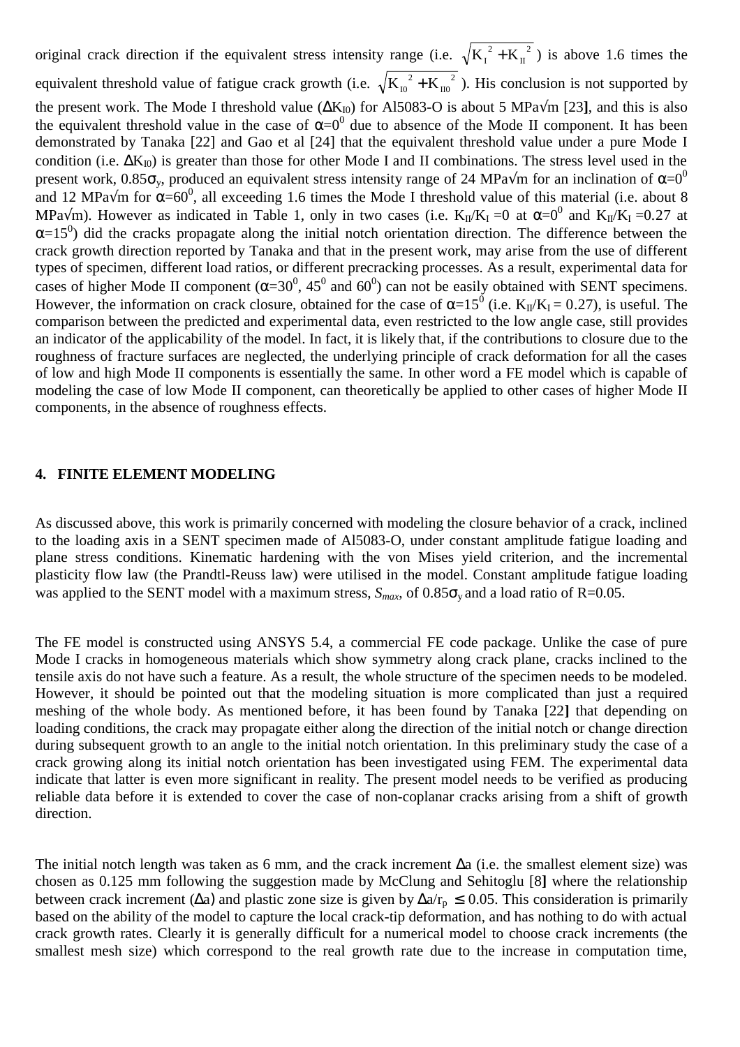original crack direction if the equivalent stress intensity range (i.e. $\sqrt{K_I^2 + K_{II}^2}$ ) is above 1.6 times the equivalent threshold value of fatigue crack growth (i.e. $\sqrt{K_{I0}^2 + K_{II0}^2}$ ). His conclusion is not supported by the present work. The Mode I threshold value ($\Delta K_{I0}$) for Al5083-O is about 5 MPa√m [23], and this is also the equivalent threshold value in the case of $\alpha=0^0$ due to absence of the Mode II component. It has been demonstrated by Tanaka [22] and Gao et al [24] that the equivalent threshold value under a pure Mode I condition (i.e. $\Delta K_{I0}$) is greater than those for other Mode I and II combinations. The stress level used in the present work, $0.85\sigma_y$, produced an equivalent stress intensity range of 24 MPa√m for an inclination of $\alpha=0^0$ and 12 MPa√m for $\alpha=60^0$, all exceeding 1.6 times the Mode I threshold value of this material (i.e. about 8 MPa√m). However as indicated in Table 1, only in two cases (i.e. $K_{II}/K_I = 0$ at $\alpha=0^0$ and $K_{II}/K_I = 0.27$ at $\alpha=15^0$) did the cracks propagate along the initial notch orientation direction. The difference between the crack growth direction reported by Tanaka and that in the present work, may arise from the use of different types of specimen, different load ratios, or different precracking processes. As a result, experimental data for cases of higher Mode II component ($\alpha=30^0$, $45^0$ and $60^0$) can not be easily obtained with SENT specimens. However, the information on crack closure, obtained for the case of $\alpha=15^0$ (i.e. $K_{II}/K_I = 0.27$), is useful. The comparison between the predicted and experimental data, even restricted to the low angle case, still provides an indicator of the applicability of the model. In fact, it is likely that, if the contributions to closure due to the roughness of fracture surfaces are neglected, the underlying principle of crack deformation for all the cases of low and high Mode II components is essentially the same. In other word a FE model which is capable of modeling the case of low Mode II component, can theoretically be applied to other cases of higher Mode II components, in the absence of roughness effects.

## 4. FINITE ELEMENT MODELING

As discussed above, this work is primarily concerned with modeling the closure behavior of a crack, inclined to the loading axis in a SENT specimen made of Al5083-O, under constant amplitude fatigue loading and plane stress conditions. Kinematic hardening with the von Mises yield criterion, and the incremental plasticity flow law (the Prandtl-Reuss law) were utilised in the model. Constant amplitude fatigue loading was applied to the SENT model with a maximum stress, $S_{max}$, of $0.85\sigma_y$ and a load ratio of R=0.05.

The FE model is constructed using ANSYS 5.4, a commercial FE code package. Unlike the case of pure Mode I cracks in homogeneous materials which show symmetry along crack plane, cracks inclined to the tensile axis do not have such a feature. As a result, the whole structure of the specimen needs to be modeled. However, it should be pointed out that the modeling situation is more complicated than just a required meshing of the whole body. As mentioned before, it has been found by Tanaka [22] that depending on loading conditions, the crack may propagate either along the direction of the initial notch or change direction during subsequent growth to an angle to the initial notch orientation. In this preliminary study the case of a crack growing along its initial notch orientation has been investigated using FEM. The experimental data indicate that latter is even more significant in reality. The present model needs to be verified as producing reliable data before it is extended to cover the case of non-coplanar cracks arising from a shift of growth direction.

The initial notch length was taken as 6 mm, and the crack increment $\Delta a$ (i.e. the smallest element size) was chosen as 0.125 mm following the suggestion made by McClung and Sehitoglu [8] where the relationship between crack increment ($\Delta a$) and plastic zone size is given by $\Delta a/r_p \leq 0.05$. This consideration is primarily based on the ability of the model to capture the local crack-tip deformation, and has nothing to do with actual crack growth rates. Clearly it is generally difficult for a numerical model to choose crack increments (the smallest mesh size) which correspond to the real growth rate due to the increase in computation time,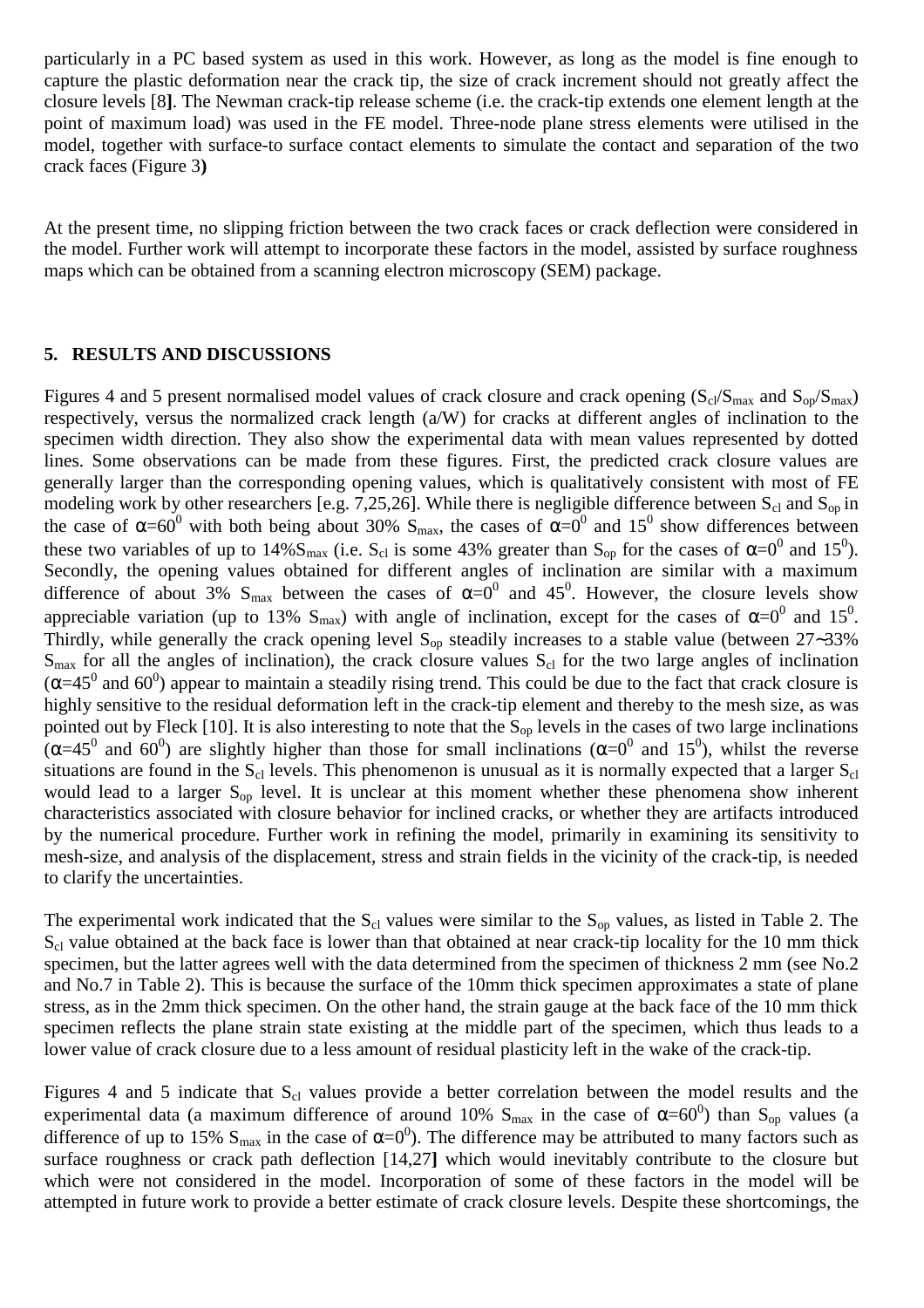particularly in a PC based system as used in this work. However, as long as the model is fine enough to capture the plastic deformation near the crack tip, the size of crack increment should not greatly affect the closure levels [8]. The Newman crack-tip release scheme (i.e. the crack-tip extends one element length at the point of maximum load) was used in the FE model. Three-node plane stress elements were utilised in the model, together with surface-to surface contact elements to simulate the contact and separation of the two crack faces (Figure 3)

At the present time, no slipping friction between the two crack faces or crack deflection were considered in the model. Further work will attempt to incorporate these factors in the model, assisted by surface roughness maps which can be obtained from a scanning electron microscopy (SEM) package.

## 5. RESULTS AND DISCUSSIONS

Figures 4 and 5 present normalised model values of crack closure and crack opening ($S_{cl}/S_{max}$ and $S_{op}/S_{max}$) respectively, versus the normalized crack length (a/W) for cracks at different angles of inclination to the specimen width direction. They also show the experimental data with mean values represented by dotted lines. Some observations can be made from these figures. First, the predicted crack closure values are generally larger than the corresponding opening values, which is qualitatively consistent with most of FE modeling work by other researchers [e.g. 7,25,26]. While there is negligible difference between $S_{cl}$ and $S_{op}$ in the case of $\alpha=60^0$ with both being about 30% $S_{max}$, the cases of $\alpha=0^0$ and $15^0$ show differences between these two variables of up to 14%$S_{max}$ (i.e. $S_{cl}$ is some 43% greater than $S_{op}$ for the cases of $\alpha=0^0$ and $15^0$). Secondly, the opening values obtained for different angles of inclination are similar with a maximum difference of about 3% $S_{max}$ between the cases of $\alpha=0^0$ and $45^0$. However, the closure levels show appreciable variation (up to 13% $S_{max}$) with angle of inclination, except for the cases of $\alpha=0^0$ and $15^0$. Thirdly, while generally the crack opening level $S_{op}$ steadily increases to a stable value (between 27~33% $S_{max}$ for all the angles of inclination), the crack closure values $S_{cl}$ for the two large angles of inclination ($\alpha=45^0$ and $60^0$) appear to maintain a steadily rising trend. This could be due to the fact that crack closure is highly sensitive to the residual deformation left in the crack-tip element and thereby to the mesh size, as was pointed out by Fleck [10]. It is also interesting to note that the $S_{op}$ levels in the cases of two large inclinations ($\alpha=45^0$ and $60^0$) are slightly higher than those for small inclinations ($\alpha=0^0$ and $15^0$), whilst the reverse situations are found in the $S_{cl}$ levels. This phenomenon is unusual as it is normally expected that a larger $S_{cl}$ would lead to a larger $S_{op}$ level. It is unclear at this moment whether these phenomena show inherent characteristics associated with closure behavior for inclined cracks, or whether they are artifacts introduced by the numerical procedure. Further work in refining the model, primarily in examining its sensitivity to mesh-size, and analysis of the displacement, stress and strain fields in the vicinity of the crack-tip, is needed to clarify the uncertainties.

The experimental work indicated that the $S_{cl}$ values were similar to the $S_{op}$ values, as listed in Table 2. The $S_{cl}$ value obtained at the back face is lower than that obtained at near crack-tip locality for the 10 mm thick specimen, but the latter agrees well with the data determined from the specimen of thickness 2 mm (see No.2 and No.7 in Table 2). This is because the surface of the 10mm thick specimen approximates a state of plane stress, as in the 2mm thick specimen. On the other hand, the strain gauge at the back face of the 10 mm thick specimen reflects the plane strain state existing at the middle part of the specimen, which thus leads to a lower value of crack closure due to a less amount of residual plasticity left in the wake of the crack-tip.

Figures 4 and 5 indicate that $S_{cl}$ values provide a better correlation between the model results and the experimental data (a maximum difference of around 10% $S_{max}$ in the case of $\alpha=60^0$) than $S_{op}$ values (a difference of up to 15% $S_{max}$ in the case of $\alpha=0^0$). The difference may be attributed to many factors such as surface roughness or crack path deflection [14,27] which would inevitably contribute to the closure but which were not considered in the model. Incorporation of some of these factors in the model will be attempted in future work to provide a better estimate of crack closure levels. Despite these shortcomings, the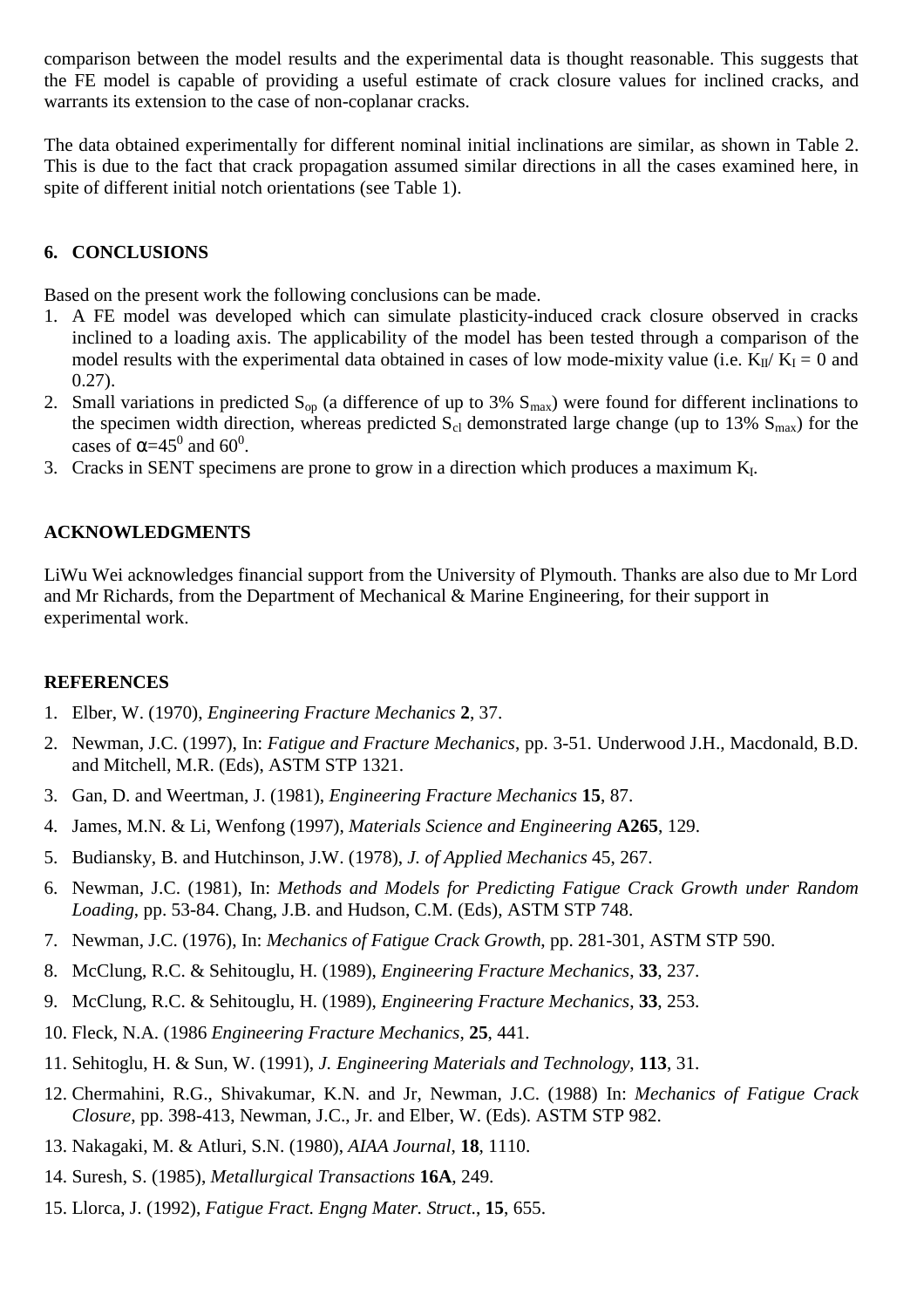comparison between the model results and the experimental data is thought reasonable. This suggests that the FE model is capable of providing a useful estimate of crack closure values for inclined cracks, and warrants its extension to the case of non-coplanar cracks.

The data obtained experimentally for different nominal initial inclinations are similar, as shown in Table 2. This is due to the fact that crack propagation assumed similar directions in all the cases examined here, in spite of different initial notch orientations (see Table 1).

## 6. CONCLUSIONS

Based on the present work the following conclusions can be made.

1. A FE model was developed which can simulate plasticity-induced crack closure observed in cracks inclined to a loading axis. The applicability of the model has been tested through a comparison of the model results with the experimental data obtained in cases of low mode-mixity value (i.e. $K_{II}/ K_I = 0$ and 0.27).
2. Small variations in predicted $S_{op}$ (a difference of up to 3% $S_{max}$) were found for different inclinations to the specimen width direction, whereas predicted $S_{cl}$ demonstrated large change (up to 13% $S_{max}$) for the cases of $\alpha=45^0$ and $60^0$.
3. Cracks in SENT specimens are prone to grow in a direction which produces a maximum $K_I$.

## ACKNOWLEDGMENTS

LiWu Wei acknowledges financial support from the University of Plymouth. Thanks are also due to Mr Lord and Mr Richards, from the Department of Mechanical & Marine Engineering, for their support in experimental work.

## REFERENCES

1. Elber, W. (1970), *Engineering Fracture Mechanics* **2**, 37.
2. Newman, J.C. (1997), In: *Fatigue and Fracture Mechanics*, pp. 3-51. Underwood J.H., Macdonald, B.D. and Mitchell, M.R. (Eds), ASTM STP 1321.
3. Gan, D. and Weertman, J. (1981), *Engineering Fracture Mechanics* **15**, 87.
4. James, M.N. & Li, Wenfong (1997), *Materials Science and Engineering* **A265**, 129.
5. Budiansky, B. and Hutchinson, J.W. (1978), *J. of Applied Mechanics* 45, 267.
6. Newman, J.C. (1981), In: *Methods and Models for Predicting Fatigue Crack Growth under Random Loading*, pp. 53-84. Chang, J.B. and Hudson, C.M. (Eds), ASTM STP 748.
7. Newman, J.C. (1976), In: *Mechanics of Fatigue Crack Growth*, pp. 281-301, ASTM STP 590.
8. McClung, R.C. & Sehitouglu, H. (1989), *Engineering Fracture Mechanics*, **33**, 237.
9. McClung, R.C. & Sehitouglu, H. (1989), *Engineering Fracture Mechanics*, **33**, 253.
10. Fleck, N.A. (1986 *Engineering Fracture Mechanics*, **25**, 441.
11. Sehitoglu, H. & Sun, W. (1991), *J. Engineering Materials and Technology*, **113**, 31.
12. Chermahini, R.G., Shivakumar, K.N. and Jr, Newman, J.C. (1988) In: *Mechanics of Fatigue Crack Closure*, pp. 398-413, Newman, J.C., Jr. and Elber, W. (Eds). ASTM STP 982.
13. Nakagaki, M. & Atluri, S.N. (1980), *AIAA Journal*, **18**, 1110.
14. Suresh, S. (1985), *Metallurgical Transactions* **16A**, 249.
15. Llorca, J. (1992), *Fatigue Fract. Engng Mater. Struct*., **15**, 655.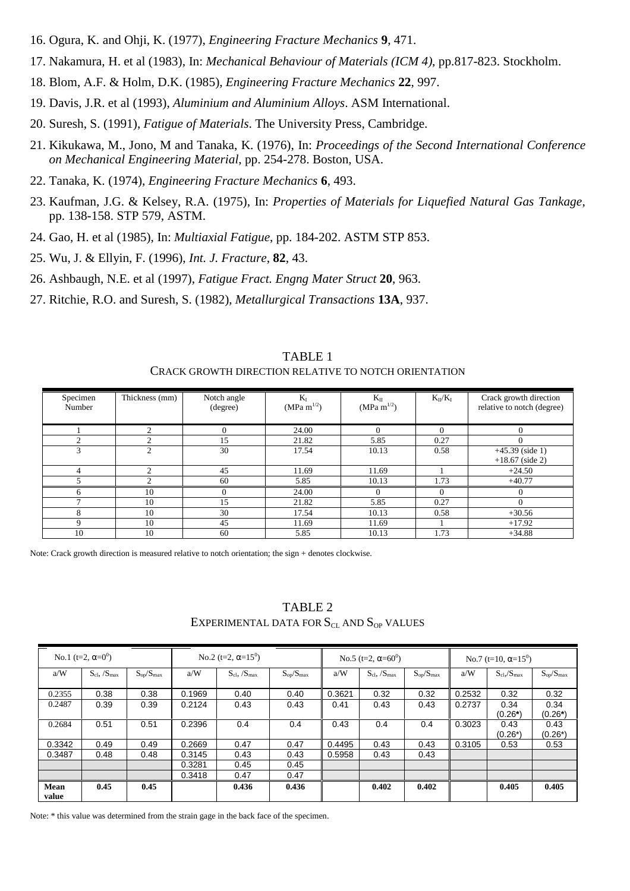16. Ogura, K. and Ohji, K. (1977), *Engineering Fracture Mechanics* **9**, 471.
17. Nakamura, H. et al (1983), In: *Mechanical Behaviour of Materials (ICM 4)*, pp.817-823. Stockholm.
18. Blom, A.F. & Holm, D.K. (1985), *Engineering Fracture Mechanics* **22**, 997.
19. Davis, J.R. et al (1993), *Aluminium and Aluminium Alloys*. ASM International.
20. Suresh, S. (1991), *Fatigue of Materials*. The University Press, Cambridge.
21. Kikukawa, M., Jono, M and Tanaka, K. (1976), In: *Proceedings of the Second International Conference on Mechanical Engineering Material*, pp. 254-278. Boston, USA.
22. Tanaka, K. (1974), *Engineering Fracture Mechanics* **6**, 493.
23. Kaufman, J.G. & Kelsey, R.A. (1975), In: *Properties of Materials for Liquefied Natural Gas Tankage*, pp. 138-158. STP 579, ASTM.
24. Gao, H. et al (1985), In: *Multiaxial Fatigue*, pp. 184-202. ASTM STP 853.
25. Wu, J. & Ellyin, F. (1996), *Int. J. Fracture*, **82**, 43.
26. Ashbaugh, N.E. et al (1997), *Fatigue Fract. Engng Mater Struct* **20**, 963.
27. Ritchie, R.O. and Suresh, S. (1982), *Metallurgical Transactions* **13A**, 937.

TABLE 1
CRACK GROWTH DIRECTION RELATIVE TO NOTCH ORIENTATION

| Specimen Number | Thickness (mm) | Notch angle (degree) | $K_I$ (MPa $m^{1/2}$) | $K_{II}$ (MPa $m^{1/2}$) | $K_{II}/K_I$ | Crack growth direction relative to notch (degree) |
|---|---|---|---|---|---|---|
| 1 | 2 | 0 | 24.00 | 0 | 0 | 0 |
| 2 | 2 | 15 | 21.82 | 5.85 | 0.27 | 0 |
| 3 | 2 | 30 | 17.54 | 10.13 | 0.58 | +45.39 (side 1) +18.67 (side 2) |
| 4 | 2 | 45 | 11.69 | 11.69 | 1 | +24.50 |
| 5 | 2 | 60 | 5.85 | 10.13 | 1.73 | +40.77 |
| 6 | 10 | 0 | 24.00 | 0 | 0 | 0 |
| 7 | 10 | 15 | 21.82 | 5.85 | 0.27 | 0 |
| 8 | 10 | 30 | 17.54 | 10.13 | 0.58 | +30.56 |
| 9 | 10 | 45 | 11.69 | 11.69 | 1 | +17.92 |
| 10 | 10 | 60 | 5.85 | 10.13 | 1.73 | +34.88 |

Note: Crack growth direction is measured relative to notch orientation; the sign + denotes clockwise.

TABLE 2
EXPERIMENTAL DATA FOR $S_{CL}$ AND $S_{OP}$ VALUES

| No.1 (t=2, $\alpha$=$0^0$) | | | No.2 (t=2, $\alpha$=$15^0$) | | | No.5 (t=2, $\alpha$=$60^0$) | | | No.7 (t=10, $\alpha$=$15^0$) | | |
|---|---|---|---|---|---|---|---|---|---|---|---|
| a/W | $S_{cl}/S_{max}$ | $S_{op}/S_{max}$ | a/W | $S_{cl}/S_{max}$ | $S_{op}/S_{max}$ | a/W | $S_{cl}/S_{max}$ | $S_{op}/S_{max}$ | a/W | $S_{cl}/S_{max}$ | $S_{op}/S_{max}$ |
| 0.2355 | 0.38 | 0.38 | 0.1969 | 0.40 | 0.40 | 0.3621 | 0.32 | 0.32 | 0.2532 | 0.32 | 0.32 |
| 0.2487 | 0.39 | 0.39 | 0.2124 | 0.43 | 0.43 | 0.41 | 0.43 | 0.43 | 0.2737 | 0.34 (0.26*) | 0.34 (0.26*) |
| 0.2684 | 0.51 | 0.51 | 0.2396 | 0.4 | 0.4 | 0.43 | 0.4 | 0.4 | 0.3023 | 0.43 (0.26*) | 0.43 (0.26*) |
| 0.3342 | 0.49 | 0.49 | 0.2669 | 0.47 | 0.47 | 0.4495 | 0.43 | 0.43 | 0.3105 | 0.53 | 0.53 |
| 0.3487 | 0.48 | 0.48 | 0.3145 | 0.43 | 0.43 | 0.5958 | 0.43 | 0.43 | | | |
| | | | 0.3281 | 0.45 | 0.45 | | | | | | |
| | | | 0.3418 | 0.47 | 0.47 | | | | | | |
| **Mean value** | **0.45** | **0.45** | | **0.436** | **0.436** | | **0.402** | **0.402** | | **0.405** | **0.405** |

Note: * this value was determined from the strain gage in the back face of the specimen.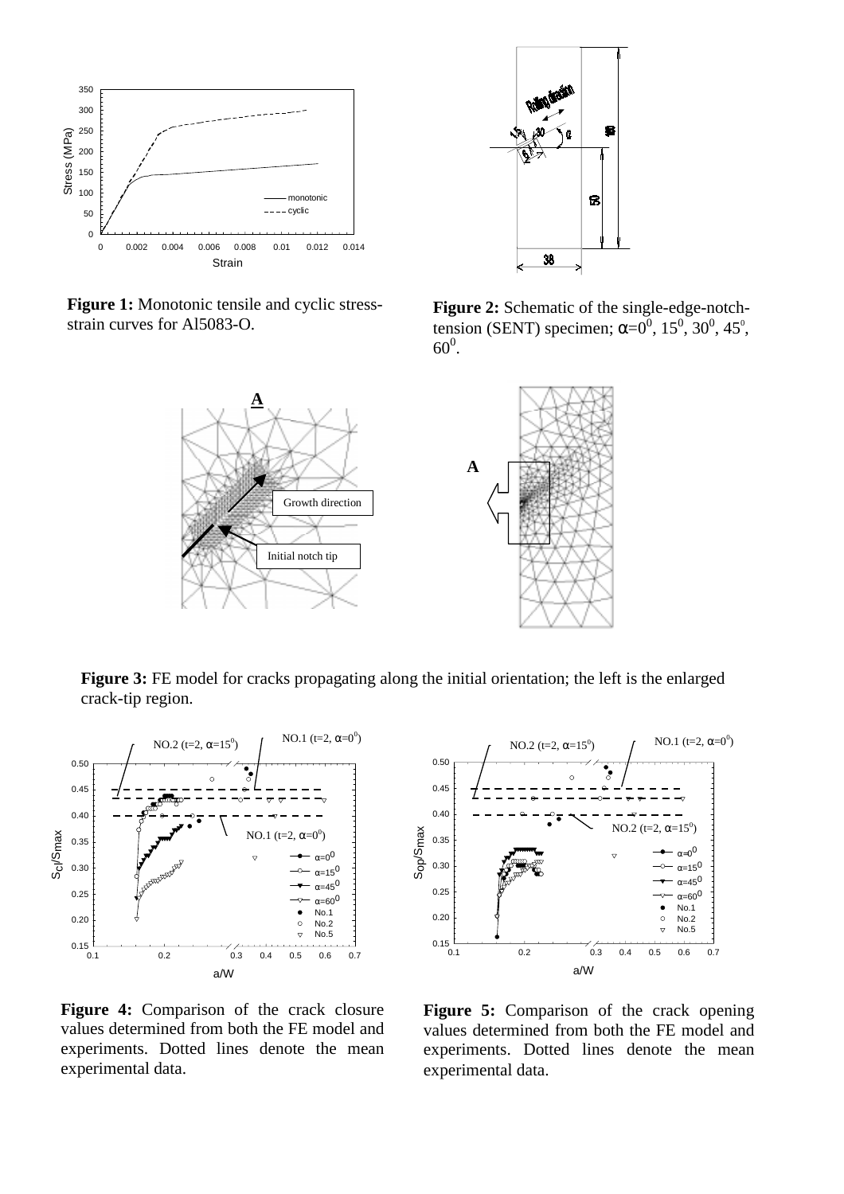350
300
250
200
150
100
50
0

Stress (MPa)

0 0.002 0.004 0.006 0.008 0.01 0.012 0.014

Strain

monotonic
cyclic

**Figure 1:** Monotonic tensile and cyclic stress-strain curves for Al5083-O.

Rolling direction
1.5
30
α
6.7
12
100
50
38

**Figure 2:** Schematic of the single-edge-notch-tension (SENT) specimen; $\alpha=0^0$, $15^0$, $30^0$, $45^0$, $60^0$.

A

Growth direction

Initial notch tip

A

**Figure 3:** FE model for cracks propagating along the initial orientation; the left is the enlarged crack-tip region.

NO.2 (t=2, $\alpha=15^0$)
NO.1 (t=2, $\alpha=0^0$)
NO.1 (t=2, $\alpha=0^0$)

0.50
0.45
0.40
0.35
0.30
0.25
0.20
0.15

$S_{cl}/S_{max}$

0.1 0.2 0.3 0.4 0.5 0.6 0.7

a/W

$\alpha=0^0$
$\alpha=15^0$
$\alpha=45^0$
$\alpha=60^0$
No.1
No.2
No.5

**Figure 4:** Comparison of the crack closure values determined from both the FE model and experiments. Dotted lines denote the mean experimental data.

NO.2 (t=2, $\alpha=15^0$)
NO.1 (t=2, $\alpha=0^0$)
NO.2 (t=2, $\alpha=15^0$)

0.50
0.45
0.40
0.35
0.30
0.25
0.20
0.15

$S_{op}/S_{max}$

0.1 0.2 0.3 0.4 0.5 0.6 0.7

a/W

$\alpha=0^0$
$\alpha=15^0$
$\alpha=45^0$
$\alpha=60^0$
No.1
No.2
No.5

**Figure 5:** Comparison of the crack opening values determined from both the FE model and experiments. Dotted lines denote the mean experimental data.